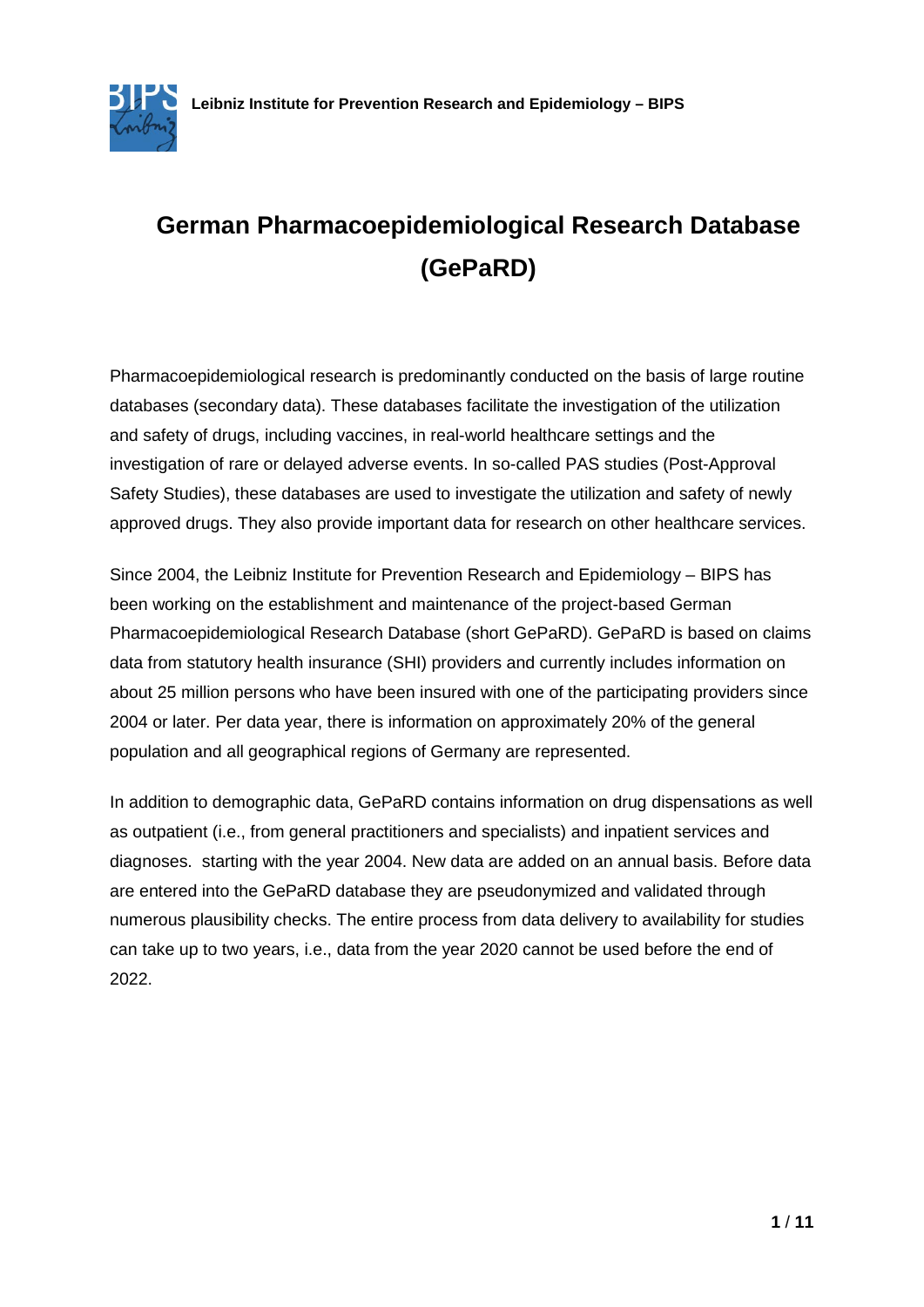# German Pharmacoepidemiological Research Database (GePaRD)

Pharmacoepidemiological research is predominantly conducted on the basis of large routine databases (secondary data). These databases facilitate the investigation of the utilization and safety of drugs, including vaccines, in real-world healthcare settings and the investigation of rare or delayed adverse events. In so-called PAS studies (Post-Approval Safety Studies), these databases are used to investigate the utilization and safety of newly approved drugs. They also provide important data for research on other healthcare services.

Since 2004, the Leibniz Institute for Prevention Research and Epidemiology – BIPS has been working on the establishment and maintenance of the project-based German Pharmacoepidemiological Research Database (short GePaRD). GePaRD is based on claims data from statutory health insurance (SHI) providers and currently includes information on about 25 million persons who have been insured with one of the participating providers since 2004 or later. Per data year, there is information on approximately 20% of the general population and all geographical regions of Germany are represented.

In addition to demographic data, GePaRD contains information on drug dispensations as well as outpatient (i.e., from general practitioners and specialists) and inpatient services and diagnoses. starting with the year 2004. New data are added on an annual basis. Before data are entered into the GePaRD database they are pseudonymized and validated through numerous plausibility checks. The entire process from data delivery to availability for studies can take up to two years, i.e., data from the year 2020 cannot be used before the end of 2022.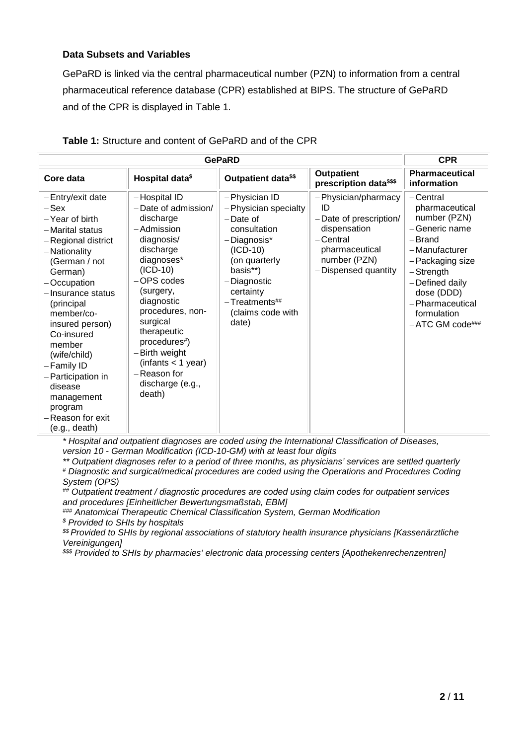### Data Subsets and Variables

GePaRD is linked via the central pharmaceutical number (PZN) to information from a central pharmaceutical reference database (CPR) established at BIPS. The structure of GePaRD and of the CPR is displayed in Table 1.

**Table 1:** Structure and content of GePaRD and of the CPR

| GePaRD | | | | CPR |
|---|---|---|---|---|
| **Core data** | **Hospital data$** | **Outpatient data$$** | **Outpatient prescription data$$$** | **Pharmaceutical information** |
| – Entry/exit date<br>– Sex<br>– Year of birth<br>– Marital status<br>– Regional district<br>– Nationality (German / not German)<br>– Occupation<br>– Insurance status (principal member/co-insured person)<br>– Co-insured member (wife/child)<br>– Family ID<br>– Participation in disease management program<br>– Reason for exit (e.g., death) | – Hospital ID<br>– Date of admission/ discharge<br>– Admission diagnosis/ discharge diagnoses* (ICD-10)<br>– OPS codes (surgery, diagnostic procedures, non-surgical therapeutic procedures#)<br>– Birth weight (infants < 1 year)<br>– Reason for discharge (e.g., death) | – Physician ID<br>– Physician specialty<br>– Date of consultation<br>– Diagnosis* (ICD-10) (on quarterly basis**)<br>– Diagnostic certainty<br>– Treatments## (claims code with date) | – Physician/pharmacy ID<br>– Date of prescription/ dispensation<br>– Central pharmaceutical number (PZN)<br>– Dispensed quantity | – Central pharmaceutical number (PZN)<br>– Generic name<br>– Brand<br>– Manufacturer<br>– Packaging size<br>– Strength<br>– Defined daily dose (DDD)<br>– Pharmaceutical formulation<br>– ATC GM code### |

*\* Hospital and outpatient diagnoses are coded using the International Classification of Diseases, version 10 - German Modification (ICD-10-GM) with at least four digits*

*\*\* Outpatient diagnoses refer to a period of three months, as physicians' services are settled quarterly*

*# Diagnostic and surgical/medical procedures are coded using the Operations and Procedures Coding System (OPS)*

*## Outpatient treatment / diagnostic procedures are coded using claim codes for outpatient services and procedures [Einheitlicher Bewertungsmaßstab, EBM]*

*### Anatomical Therapeutic Chemical Classification System, German Modification*

*$ Provided to SHIs by hospitals*

*$$ Provided to SHIs by regional associations of statutory health insurance physicians [Kassenärztliche Vereinigungen]*

*$$$ Provided to SHIs by pharmacies' electronic data processing centers [Apothekenrechenzentren]*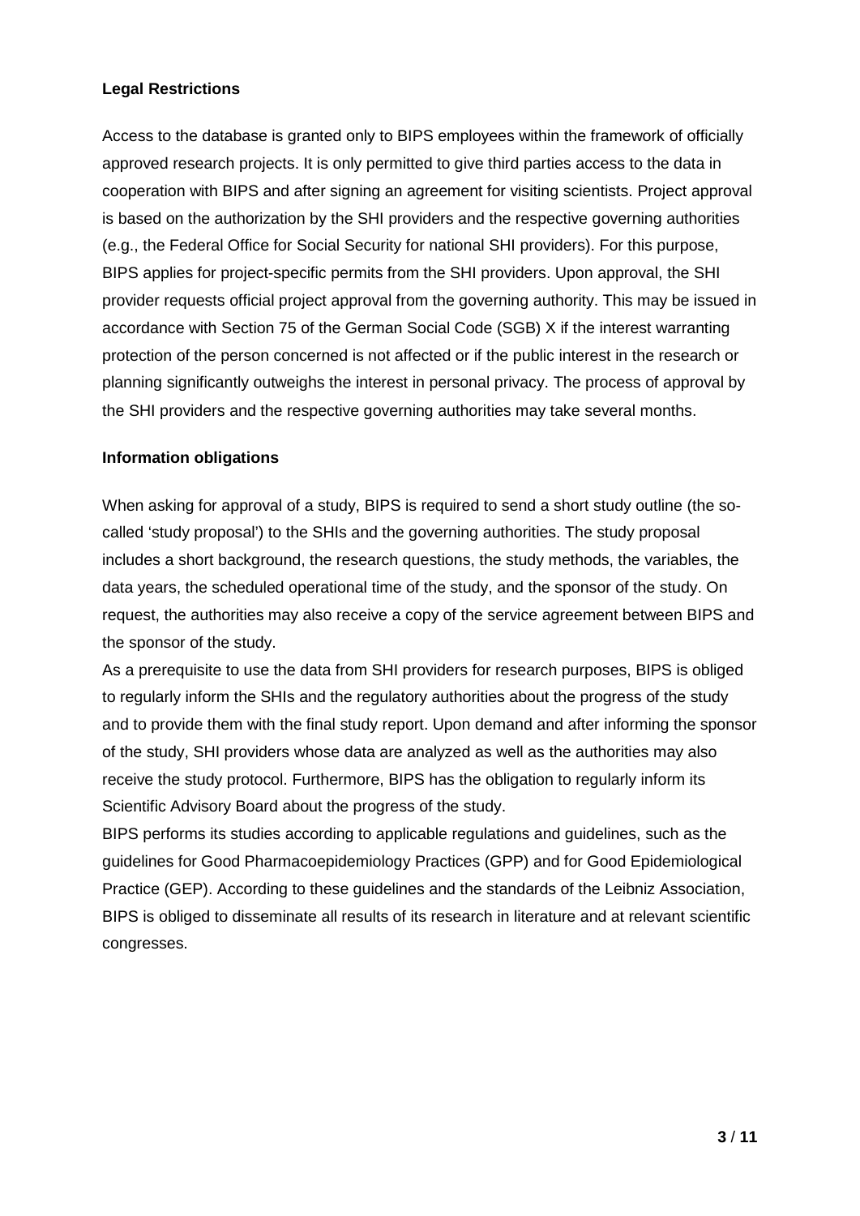**Legal Restrictions**

Access to the database is granted only to BIPS employees within the framework of officially approved research projects. It is only permitted to give third parties access to the data in cooperation with BIPS and after signing an agreement for visiting scientists. Project approval is based on the authorization by the SHI providers and the respective governing authorities (e.g., the Federal Office for Social Security for national SHI providers). For this purpose, BIPS applies for project-specific permits from the SHI providers. Upon approval, the SHI provider requests official project approval from the governing authority. This may be issued in accordance with Section 75 of the German Social Code (SGB) X if the interest warranting protection of the person concerned is not affected or if the public interest in the research or planning significantly outweighs the interest in personal privacy. The process of approval by the SHI providers and the respective governing authorities may take several months.

**Information obligations**

When asking for approval of a study, BIPS is required to send a short study outline (the so-called 'study proposal') to the SHIs and the governing authorities. The study proposal includes a short background, the research questions, the study methods, the variables, the data years, the scheduled operational time of the study, and the sponsor of the study. On request, the authorities may also receive a copy of the service agreement between BIPS and the sponsor of the study.

As a prerequisite to use the data from SHI providers for research purposes, BIPS is obliged to regularly inform the SHIs and the regulatory authorities about the progress of the study and to provide them with the final study report. Upon demand and after informing the sponsor of the study, SHI providers whose data are analyzed as well as the authorities may also receive the study protocol. Furthermore, BIPS has the obligation to regularly inform its Scientific Advisory Board about the progress of the study.

BIPS performs its studies according to applicable regulations and guidelines, such as the guidelines for Good Pharmacoepidemiology Practices (GPP) and for Good Epidemiological Practice (GEP). According to these guidelines and the standards of the Leibniz Association, BIPS is obliged to disseminate all results of its research in literature and at relevant scientific congresses.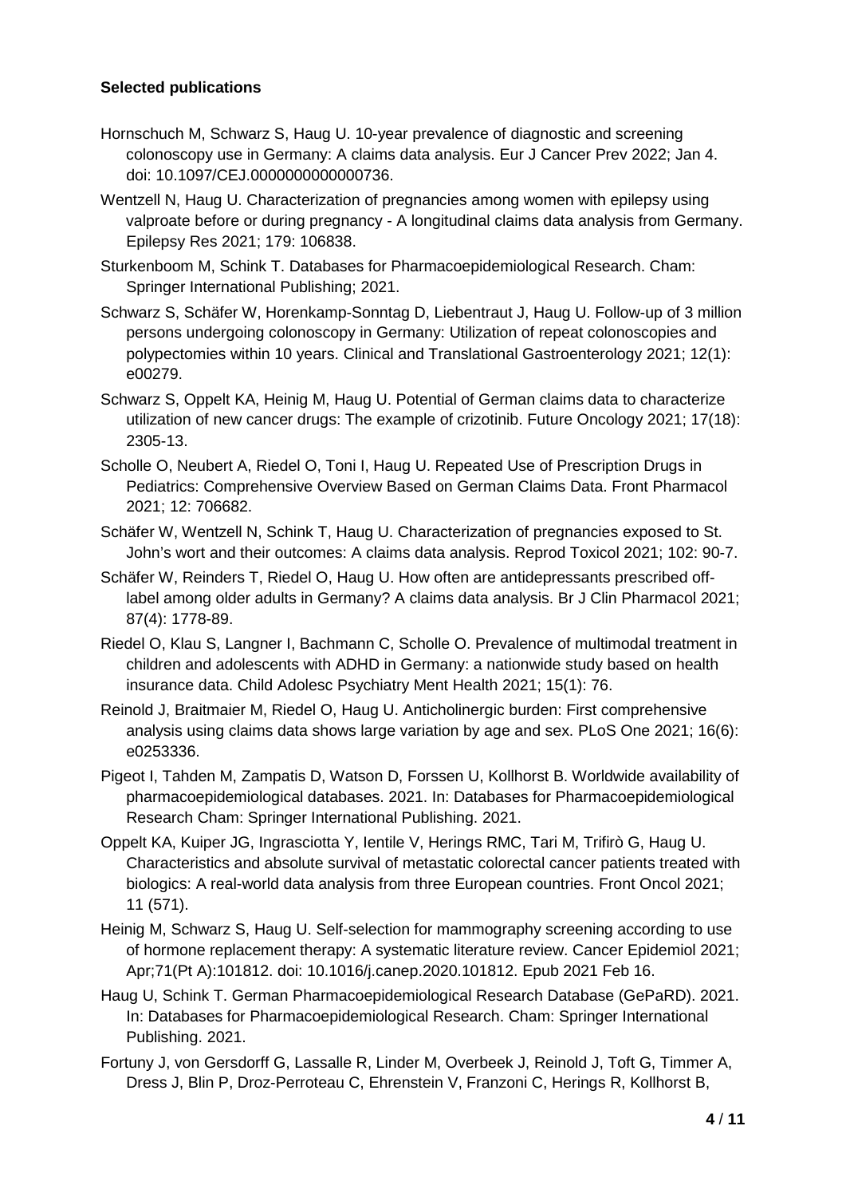**Selected publications**

Hornschuch M, Schwarz S, Haug U. 10-year prevalence of diagnostic and screening colonoscopy use in Germany: A claims data analysis. Eur J Cancer Prev 2022; Jan 4. doi: 10.1097/CEJ.0000000000000736.

Wentzell N, Haug U. Characterization of pregnancies among women with epilepsy using valproate before or during pregnancy - A longitudinal claims data analysis from Germany. Epilepsy Res 2021; 179: 106838.

Sturkenboom M, Schink T. Databases for Pharmacoepidemiological Research. Cham: Springer International Publishing; 2021.

Schwarz S, Schäfer W, Horenkamp-Sonntag D, Liebentraut J, Haug U. Follow-up of 3 million persons undergoing colonoscopy in Germany: Utilization of repeat colonoscopies and polypectomies within 10 years. Clinical and Translational Gastroenterology 2021; 12(1): e00279.

Schwarz S, Oppelt KA, Heinig M, Haug U. Potential of German claims data to characterize utilization of new cancer drugs: The example of crizotinib. Future Oncology 2021; 17(18): 2305-13.

Scholle O, Neubert A, Riedel O, Toni I, Haug U. Repeated Use of Prescription Drugs in Pediatrics: Comprehensive Overview Based on German Claims Data. Front Pharmacol 2021; 12: 706682.

Schäfer W, Wentzell N, Schink T, Haug U. Characterization of pregnancies exposed to St. John's wort and their outcomes: A claims data analysis. Reprod Toxicol 2021; 102: 90-7.

Schäfer W, Reinders T, Riedel O, Haug U. How often are antidepressants prescribed off-label among older adults in Germany? A claims data analysis. Br J Clin Pharmacol 2021; 87(4): 1778-89.

Riedel O, Klau S, Langner I, Bachmann C, Scholle O. Prevalence of multimodal treatment in children and adolescents with ADHD in Germany: a nationwide study based on health insurance data. Child Adolesc Psychiatry Ment Health 2021; 15(1): 76.

Reinold J, Braitmaier M, Riedel O, Haug U. Anticholinergic burden: First comprehensive analysis using claims data shows large variation by age and sex. PLoS One 2021; 16(6): e0253336.

Pigeot I, Tahden M, Zampatis D, Watson D, Forssen U, Kollhorst B. Worldwide availability of pharmacoepidemiological databases. 2021. In: Databases for Pharmacoepidemiological Research Cham: Springer International Publishing. 2021.

Oppelt KA, Kuiper JG, Ingrasciotta Y, Ientile V, Herings RMC, Tari M, Trifirò G, Haug U. Characteristics and absolute survival of metastatic colorectal cancer patients treated with biologics: A real-world data analysis from three European countries. Front Oncol 2021; 11 (571).

Heinig M, Schwarz S, Haug U. Self-selection for mammography screening according to use of hormone replacement therapy: A systematic literature review. Cancer Epidemiol 2021; Apr;71(Pt A):101812. doi: 10.1016/j.canep.2020.101812. Epub 2021 Feb 16.

Haug U, Schink T. German Pharmacoepidemiological Research Database (GePaRD). 2021. In: Databases for Pharmacoepidemiological Research. Cham: Springer International Publishing. 2021.

Fortuny J, von Gersdorff G, Lassalle R, Linder M, Overbeek J, Reinold J, Toft G, Timmer A, Dress J, Blin P, Droz-Perroteau C, Ehrenstein V, Franzoni C, Herings R, Kollhorst B,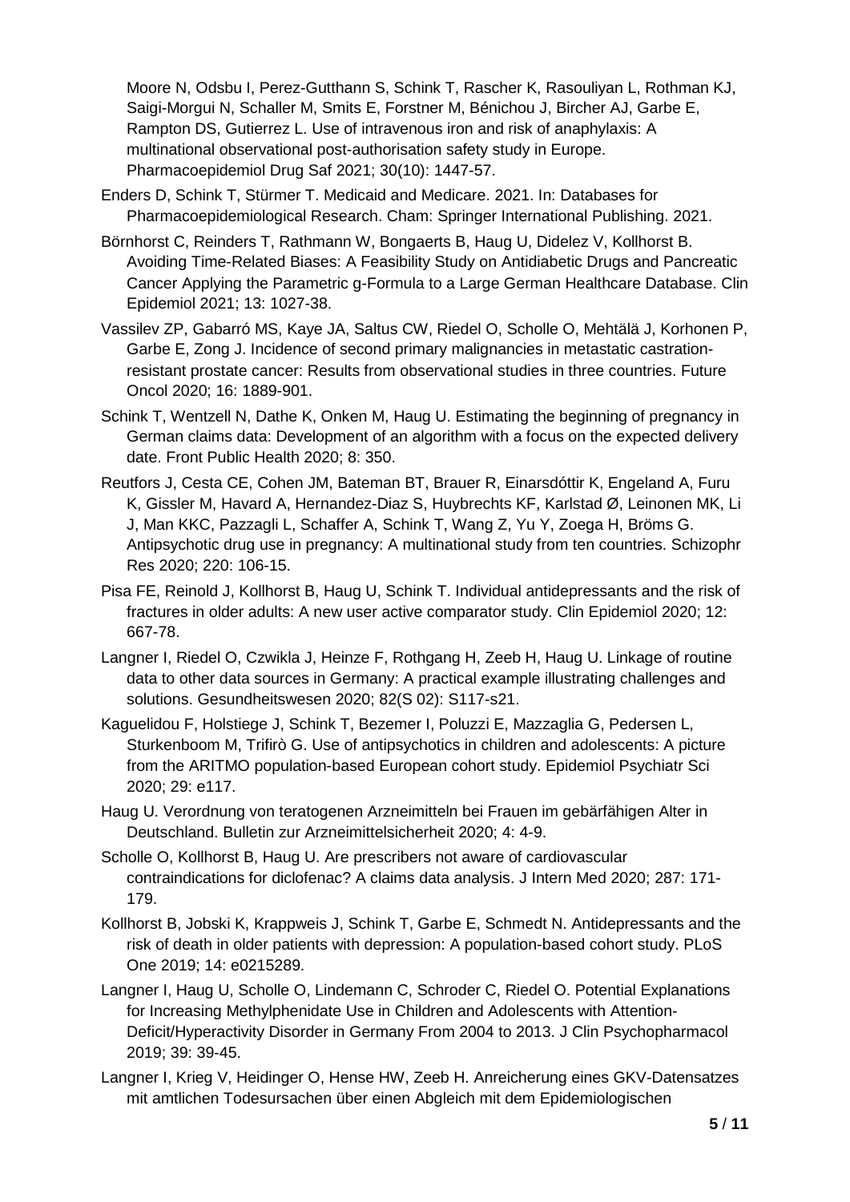Moore N, Odsbu I, Perez-Gutthann S, Schink T, Rascher K, Rasouliyan L, Rothman KJ, Saigi-Morgui N, Schaller M, Smits E, Forstner M, Bénichou J, Bircher AJ, Garbe E, Rampton DS, Gutierrez L. Use of intravenous iron and risk of anaphylaxis: A multinational observational post-authorisation safety study in Europe. Pharmacoepidemiol Drug Saf 2021; 30(10): 1447-57.

Enders D, Schink T, Stürmer T. Medicaid and Medicare. 2021. In: Databases for Pharmacoepidemiological Research. Cham: Springer International Publishing. 2021.

Börnhorst C, Reinders T, Rathmann W, Bongaerts B, Haug U, Didelez V, Kollhorst B. Avoiding Time-Related Biases: A Feasibility Study on Antidiabetic Drugs and Pancreatic Cancer Applying the Parametric g-Formula to a Large German Healthcare Database. Clin Epidemiol 2021; 13: 1027-38.

Vassilev ZP, Gabarró MS, Kaye JA, Saltus CW, Riedel O, Scholle O, Mehtälä J, Korhonen P, Garbe E, Zong J. Incidence of second primary malignancies in metastatic castration-resistant prostate cancer: Results from observational studies in three countries. Future Oncol 2020; 16: 1889-901.

Schink T, Wentzell N, Dathe K, Onken M, Haug U. Estimating the beginning of pregnancy in German claims data: Development of an algorithm with a focus on the expected delivery date. Front Public Health 2020; 8: 350.

Reutfors J, Cesta CE, Cohen JM, Bateman BT, Brauer R, Einarsdóttir K, Engeland A, Furu K, Gissler M, Havard A, Hernandez-Diaz S, Huybrechts KF, Karlstad Ø, Leinonen MK, Li J, Man KKC, Pazzagli L, Schaffer A, Schink T, Wang Z, Yu Y, Zoega H, Bröms G. Antipsychotic drug use in pregnancy: A multinational study from ten countries. Schizophr Res 2020; 220: 106-15.

Pisa FE, Reinold J, Kollhorst B, Haug U, Schink T. Individual antidepressants and the risk of fractures in older adults: A new user active comparator study. Clin Epidemiol 2020; 12: 667-78.

Langner I, Riedel O, Czwikla J, Heinze F, Rothgang H, Zeeb H, Haug U. Linkage of routine data to other data sources in Germany: A practical example illustrating challenges and solutions. Gesundheitswesen 2020; 82(S 02): S117-s21.

Kaguelidou F, Holstiege J, Schink T, Bezemer I, Poluzzi E, Mazzaglia G, Pedersen L, Sturkenboom M, Trifirò G. Use of antipsychotics in children and adolescents: A picture from the ARITMO population-based European cohort study. Epidemiol Psychiatr Sci 2020; 29: e117.

Haug U. Verordnung von teratogenen Arzneimitteln bei Frauen im gebärfähigen Alter in Deutschland. Bulletin zur Arzneimittelsicherheit 2020; 4: 4-9.

Scholle O, Kollhorst B, Haug U. Are prescribers not aware of cardiovascular contraindications for diclofenac? A claims data analysis. J Intern Med 2020; 287: 171-179.

Kollhorst B, Jobski K, Krappweis J, Schink T, Garbe E, Schmedt N. Antidepressants and the risk of death in older patients with depression: A population-based cohort study. PLoS One 2019; 14: e0215289.

Langner I, Haug U, Scholle O, Lindemann C, Schroder C, Riedel O. Potential Explanations for Increasing Methylphenidate Use in Children and Adolescents with Attention-Deficit/Hyperactivity Disorder in Germany From 2004 to 2013. J Clin Psychopharmacol 2019; 39: 39-45.

Langner I, Krieg V, Heidinger O, Hense HW, Zeeb H. Anreicherung eines GKV-Datensatzes mit amtlichen Todesursachen über einen Abgleich mit dem Epidemiologischen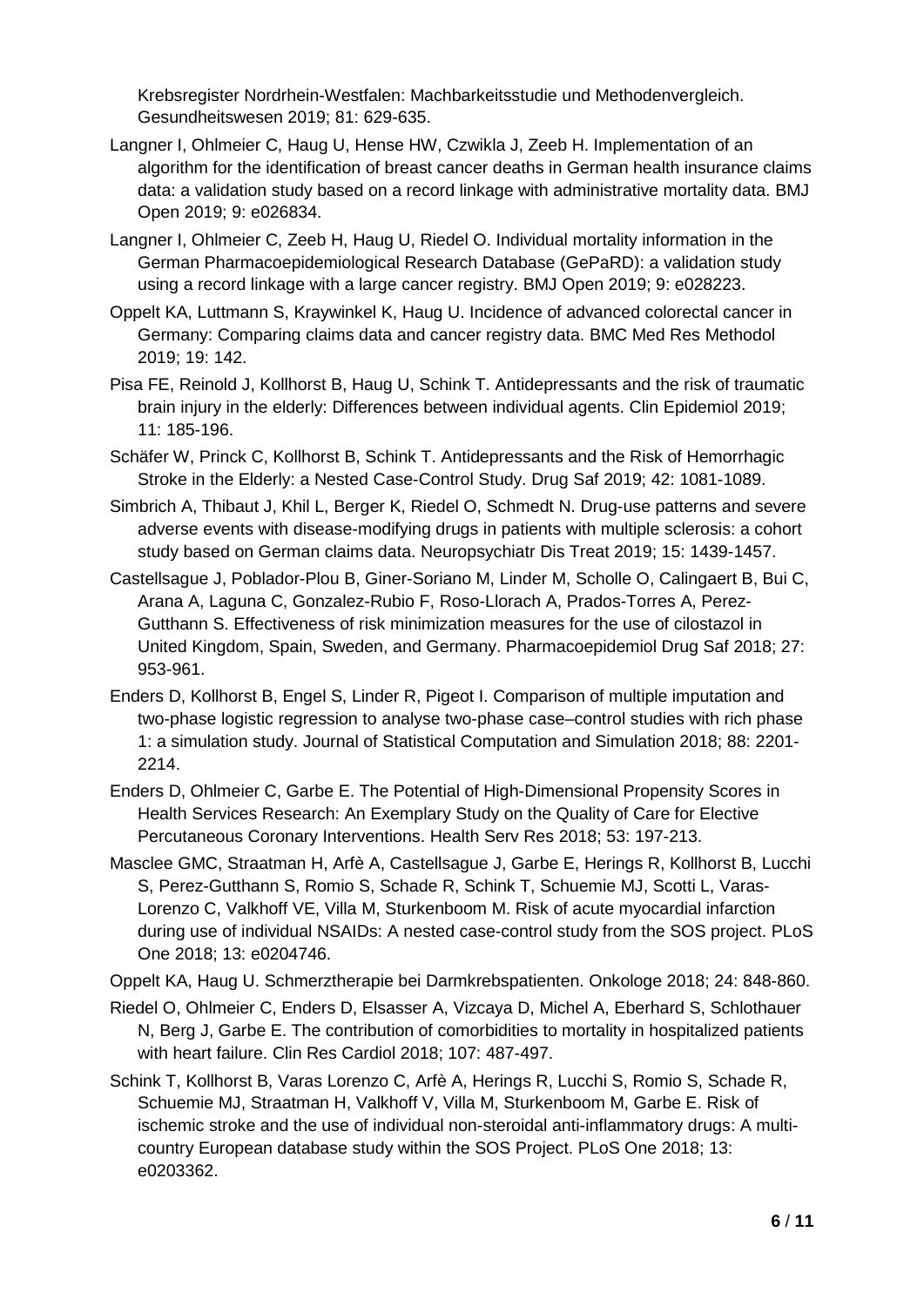Krebsregister Nordrhein-Westfalen: Machbarkeitsstudie und Methodenvergleich. Gesundheitswesen 2019; 81: 629-635.

Langner I, Ohlmeier C, Haug U, Hense HW, Czwikla J, Zeeb H. Implementation of an algorithm for the identification of breast cancer deaths in German health insurance claims data: a validation study based on a record linkage with administrative mortality data. BMJ Open 2019; 9: e026834.

Langner I, Ohlmeier C, Zeeb H, Haug U, Riedel O. Individual mortality information in the German Pharmacoepidemiological Research Database (GePaRD): a validation study using a record linkage with a large cancer registry. BMJ Open 2019; 9: e028223.

Oppelt KA, Luttmann S, Kraywinkel K, Haug U. Incidence of advanced colorectal cancer in Germany: Comparing claims data and cancer registry data. BMC Med Res Methodol 2019; 19: 142.

Pisa FE, Reinold J, Kollhorst B, Haug U, Schink T. Antidepressants and the risk of traumatic brain injury in the elderly: Differences between individual agents. Clin Epidemiol 2019; 11: 185-196.

Schäfer W, Princk C, Kollhorst B, Schink T. Antidepressants and the Risk of Hemorrhagic Stroke in the Elderly: a Nested Case-Control Study. Drug Saf 2019; 42: 1081-1089.

Simbrich A, Thibaut J, Khil L, Berger K, Riedel O, Schmedt N. Drug-use patterns and severe adverse events with disease-modifying drugs in patients with multiple sclerosis: a cohort study based on German claims data. Neuropsychiatr Dis Treat 2019; 15: 1439-1457.

Castellsague J, Poblador-Plou B, Giner-Soriano M, Linder M, Scholle O, Calingaert B, Bui C, Arana A, Laguna C, Gonzalez-Rubio F, Roso-Llorach A, Prados-Torres A, Perez-Gutthann S. Effectiveness of risk minimization measures for the use of cilostazol in United Kingdom, Spain, Sweden, and Germany. Pharmacoepidemiol Drug Saf 2018; 27: 953-961.

Enders D, Kollhorst B, Engel S, Linder R, Pigeot I. Comparison of multiple imputation and two-phase logistic regression to analyse two-phase case–control studies with rich phase 1: a simulation study. Journal of Statistical Computation and Simulation 2018; 88: 2201-2214.

Enders D, Ohlmeier C, Garbe E. The Potential of High-Dimensional Propensity Scores in Health Services Research: An Exemplary Study on the Quality of Care for Elective Percutaneous Coronary Interventions. Health Serv Res 2018; 53: 197-213.

Masclee GMC, Straatman H, Arfè A, Castellsague J, Garbe E, Herings R, Kollhorst B, Lucchi S, Perez-Gutthann S, Romio S, Schade R, Schink T, Schuemie MJ, Scotti L, Varas-Lorenzo C, Valkhoff VE, Villa M, Sturkenboom M. Risk of acute myocardial infarction during use of individual NSAIDs: A nested case-control study from the SOS project. PLoS One 2018; 13: e0204746.

Oppelt KA, Haug U. Schmerztherapie bei Darmkrebspatienten. Onkologe 2018; 24: 848-860.

Riedel O, Ohlmeier C, Enders D, Elsasser A, Vizcaya D, Michel A, Eberhard S, Schlothauer N, Berg J, Garbe E. The contribution of comorbidities to mortality in hospitalized patients with heart failure. Clin Res Cardiol 2018; 107: 487-497.

Schink T, Kollhorst B, Varas Lorenzo C, Arfè A, Herings R, Lucchi S, Romio S, Schade R, Schuemie MJ, Straatman H, Valkhoff V, Villa M, Sturkenboom M, Garbe E. Risk of ischemic stroke and the use of individual non-steroidal anti-inflammatory drugs: A multi-country European database study within the SOS Project. PLoS One 2018; 13: e0203362.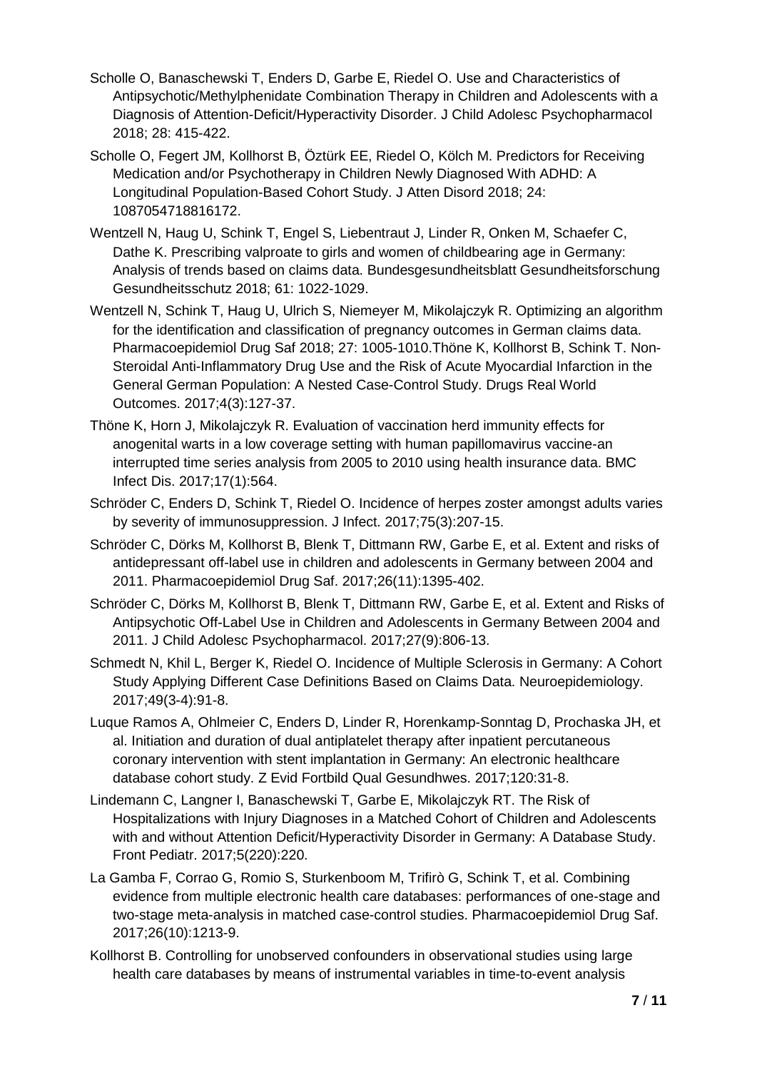Scholle O, Banaschewski T, Enders D, Garbe E, Riedel O. Use and Characteristics of Antipsychotic/Methylphenidate Combination Therapy in Children and Adolescents with a Diagnosis of Attention-Deficit/Hyperactivity Disorder. J Child Adolesc Psychopharmacol 2018; 28: 415-422.

Scholle O, Fegert JM, Kollhorst B, Öztürk EE, Riedel O, Kölch M. Predictors for Receiving Medication and/or Psychotherapy in Children Newly Diagnosed With ADHD: A Longitudinal Population-Based Cohort Study. J Atten Disord 2018; 24: 1087054718816172.

Wentzell N, Haug U, Schink T, Engel S, Liebentraut J, Linder R, Onken M, Schaefer C, Dathe K. Prescribing valproate to girls and women of childbearing age in Germany: Analysis of trends based on claims data. Bundesgesundheitsblatt Gesundheitsforschung Gesundheitsschutz 2018; 61: 1022-1029.

Wentzell N, Schink T, Haug U, Ulrich S, Niemeyer M, Mikolajczyk R. Optimizing an algorithm for the identification and classification of pregnancy outcomes in German claims data. Pharmacoepidemiol Drug Saf 2018; 27: 1005-1010.Thöne K, Kollhorst B, Schink T. Non-Steroidal Anti-Inflammatory Drug Use and the Risk of Acute Myocardial Infarction in the General German Population: A Nested Case-Control Study. Drugs Real World Outcomes. 2017;4(3):127-37.

Thöne K, Horn J, Mikolajczyk R. Evaluation of vaccination herd immunity effects for anogenital warts in a low coverage setting with human papillomavirus vaccine-an interrupted time series analysis from 2005 to 2010 using health insurance data. BMC Infect Dis. 2017;17(1):564.

Schröder C, Enders D, Schink T, Riedel O. Incidence of herpes zoster amongst adults varies by severity of immunosuppression. J Infect. 2017;75(3):207-15.

Schröder C, Dörks M, Kollhorst B, Blenk T, Dittmann RW, Garbe E, et al. Extent and risks of antidepressant off-label use in children and adolescents in Germany between 2004 and 2011. Pharmacoepidemiol Drug Saf. 2017;26(11):1395-402.

Schröder C, Dörks M, Kollhorst B, Blenk T, Dittmann RW, Garbe E, et al. Extent and Risks of Antipsychotic Off-Label Use in Children and Adolescents in Germany Between 2004 and 2011. J Child Adolesc Psychopharmacol. 2017;27(9):806-13.

Schmedt N, Khil L, Berger K, Riedel O. Incidence of Multiple Sclerosis in Germany: A Cohort Study Applying Different Case Definitions Based on Claims Data. Neuroepidemiology. 2017;49(3-4):91-8.

Luque Ramos A, Ohlmeier C, Enders D, Linder R, Horenkamp-Sonntag D, Prochaska JH, et al. Initiation and duration of dual antiplatelet therapy after inpatient percutaneous coronary intervention with stent implantation in Germany: An electronic healthcare database cohort study. Z Evid Fortbild Qual Gesundhwes. 2017;120:31-8.

Lindemann C, Langner I, Banaschewski T, Garbe E, Mikolajczyk RT. The Risk of Hospitalizations with Injury Diagnoses in a Matched Cohort of Children and Adolescents with and without Attention Deficit/Hyperactivity Disorder in Germany: A Database Study. Front Pediatr. 2017;5(220):220.

La Gamba F, Corrao G, Romio S, Sturkenboom M, Trifirò G, Schink T, et al. Combining evidence from multiple electronic health care databases: performances of one-stage and two-stage meta-analysis in matched case-control studies. Pharmacoepidemiol Drug Saf. 2017;26(10):1213-9.

Kollhorst B. Controlling for unobserved confounders in observational studies using large health care databases by means of instrumental variables in time-to-event analysis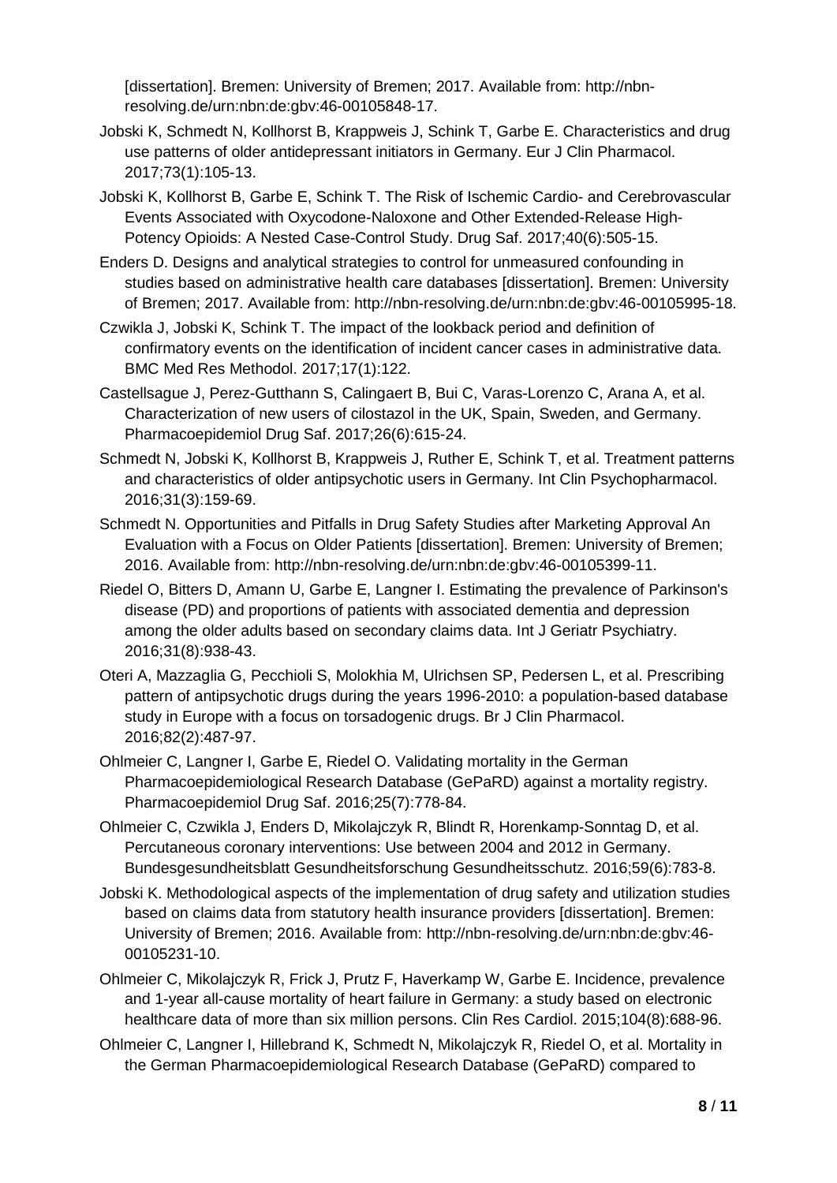[dissertation]. Bremen: University of Bremen; 2017. Available from: http://nbn-resolving.de/urn:nbn:de:gbv:46-00105848-17.

Jobski K, Schmedt N, Kollhorst B, Krappweis J, Schink T, Garbe E. Characteristics and drug use patterns of older antidepressant initiators in Germany. Eur J Clin Pharmacol. 2017;73(1):105-13.

Jobski K, Kollhorst B, Garbe E, Schink T. The Risk of Ischemic Cardio- and Cerebrovascular Events Associated with Oxycodone-Naloxone and Other Extended-Release High-Potency Opioids: A Nested Case-Control Study. Drug Saf. 2017;40(6):505-15.

Enders D. Designs and analytical strategies to control for unmeasured confounding in studies based on administrative health care databases [dissertation]. Bremen: University of Bremen; 2017. Available from: http://nbn-resolving.de/urn:nbn:de:gbv:46-00105995-18.

Czwikla J, Jobski K, Schink T. The impact of the lookback period and definition of confirmatory events on the identification of incident cancer cases in administrative data. BMC Med Res Methodol. 2017;17(1):122.

Castellsague J, Perez-Gutthann S, Calingaert B, Bui C, Varas-Lorenzo C, Arana A, et al. Characterization of new users of cilostazol in the UK, Spain, Sweden, and Germany. Pharmacoepidemiol Drug Saf. 2017;26(6):615-24.

Schmedt N, Jobski K, Kollhorst B, Krappweis J, Ruther E, Schink T, et al. Treatment patterns and characteristics of older antipsychotic users in Germany. Int Clin Psychopharmacol. 2016;31(3):159-69.

Schmedt N. Opportunities and Pitfalls in Drug Safety Studies after Marketing Approval An Evaluation with a Focus on Older Patients [dissertation]. Bremen: University of Bremen; 2016. Available from: http://nbn-resolving.de/urn:nbn:de:gbv:46-00105399-11.

Riedel O, Bitters D, Amann U, Garbe E, Langner I. Estimating the prevalence of Parkinson's disease (PD) and proportions of patients with associated dementia and depression among the older adults based on secondary claims data. Int J Geriatr Psychiatry. 2016;31(8):938-43.

Oteri A, Mazzaglia G, Pecchioli S, Molokhia M, Ulrichsen SP, Pedersen L, et al. Prescribing pattern of antipsychotic drugs during the years 1996-2010: a population-based database study in Europe with a focus on torsadogenic drugs. Br J Clin Pharmacol. 2016;82(2):487-97.

Ohlmeier C, Langner I, Garbe E, Riedel O. Validating mortality in the German Pharmacoepidemiological Research Database (GePaRD) against a mortality registry. Pharmacoepidemiol Drug Saf. 2016;25(7):778-84.

Ohlmeier C, Czwikla J, Enders D, Mikolajczyk R, Blindt R, Horenkamp-Sonntag D, et al. Percutaneous coronary interventions: Use between 2004 and 2012 in Germany. Bundesgesundheitsblatt Gesundheitsforschung Gesundheitsschutz. 2016;59(6):783-8.

Jobski K. Methodological aspects of the implementation of drug safety and utilization studies based on claims data from statutory health insurance providers [dissertation]. Bremen: University of Bremen; 2016. Available from: http://nbn-resolving.de/urn:nbn:de:gbv:46-00105231-10.

Ohlmeier C, Mikolajczyk R, Frick J, Prutz F, Haverkamp W, Garbe E. Incidence, prevalence and 1-year all-cause mortality of heart failure in Germany: a study based on electronic healthcare data of more than six million persons. Clin Res Cardiol. 2015;104(8):688-96.

Ohlmeier C, Langner I, Hillebrand K, Schmedt N, Mikolajczyk R, Riedel O, et al. Mortality in the German Pharmacoepidemiological Research Database (GePaRD) compared to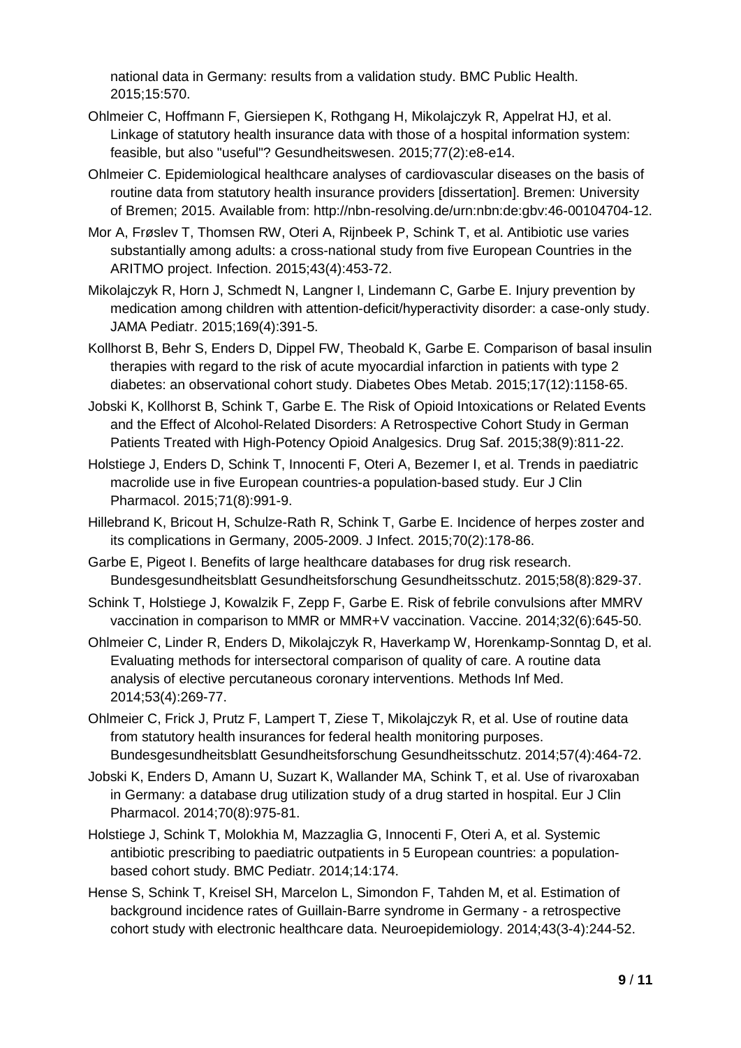national data in Germany: results from a validation study. BMC Public Health. 2015;15:570.

Ohlmeier C, Hoffmann F, Giersiepen K, Rothgang H, Mikolajczyk R, Appelrat HJ, et al. Linkage of statutory health insurance data with those of a hospital information system: feasible, but also "useful"? Gesundheitswesen. 2015;77(2):e8-e14.

Ohlmeier C. Epidemiological healthcare analyses of cardiovascular diseases on the basis of routine data from statutory health insurance providers [dissertation]. Bremen: University of Bremen; 2015. Available from: http://nbn-resolving.de/urn:nbn:de:gbv:46-00104704-12.

Mor A, Frøslev T, Thomsen RW, Oteri A, Rijnbeek P, Schink T, et al. Antibiotic use varies substantially among adults: a cross-national study from five European Countries in the ARITMO project. Infection. 2015;43(4):453-72.

Mikolajczyk R, Horn J, Schmedt N, Langner I, Lindemann C, Garbe E. Injury prevention by medication among children with attention-deficit/hyperactivity disorder: a case-only study. JAMA Pediatr. 2015;169(4):391-5.

Kollhorst B, Behr S, Enders D, Dippel FW, Theobald K, Garbe E. Comparison of basal insulin therapies with regard to the risk of acute myocardial infarction in patients with type 2 diabetes: an observational cohort study. Diabetes Obes Metab. 2015;17(12):1158-65.

Jobski K, Kollhorst B, Schink T, Garbe E. The Risk of Opioid Intoxications or Related Events and the Effect of Alcohol-Related Disorders: A Retrospective Cohort Study in German Patients Treated with High-Potency Opioid Analgesics. Drug Saf. 2015;38(9):811-22.

Holstiege J, Enders D, Schink T, Innocenti F, Oteri A, Bezemer I, et al. Trends in paediatric macrolide use in five European countries-a population-based study. Eur J Clin Pharmacol. 2015;71(8):991-9.

Hillebrand K, Bricout H, Schulze-Rath R, Schink T, Garbe E. Incidence of herpes zoster and its complications in Germany, 2005-2009. J Infect. 2015;70(2):178-86.

Garbe E, Pigeot I. Benefits of large healthcare databases for drug risk research. Bundesgesundheitsblatt Gesundheitsforschung Gesundheitsschutz. 2015;58(8):829-37.

Schink T, Holstiege J, Kowalzik F, Zepp F, Garbe E. Risk of febrile convulsions after MMRV vaccination in comparison to MMR or MMR+V vaccination. Vaccine. 2014;32(6):645-50.

Ohlmeier C, Linder R, Enders D, Mikolajczyk R, Haverkamp W, Horenkamp-Sonntag D, et al. Evaluating methods for intersectoral comparison of quality of care. A routine data analysis of elective percutaneous coronary interventions. Methods Inf Med. 2014;53(4):269-77.

Ohlmeier C, Frick J, Prutz F, Lampert T, Ziese T, Mikolajczyk R, et al. Use of routine data from statutory health insurances for federal health monitoring purposes. Bundesgesundheitsblatt Gesundheitsforschung Gesundheitsschutz. 2014;57(4):464-72.

Jobski K, Enders D, Amann U, Suzart K, Wallander MA, Schink T, et al. Use of rivaroxaban in Germany: a database drug utilization study of a drug started in hospital. Eur J Clin Pharmacol. 2014;70(8):975-81.

Holstiege J, Schink T, Molokhia M, Mazzaglia G, Innocenti F, Oteri A, et al. Systemic antibiotic prescribing to paediatric outpatients in 5 European countries: a population-based cohort study. BMC Pediatr. 2014;14:174.

Hense S, Schink T, Kreisel SH, Marcelon L, Simondon F, Tahden M, et al. Estimation of background incidence rates of Guillain-Barre syndrome in Germany - a retrospective cohort study with electronic healthcare data. Neuroepidemiology. 2014;43(3-4):244-52.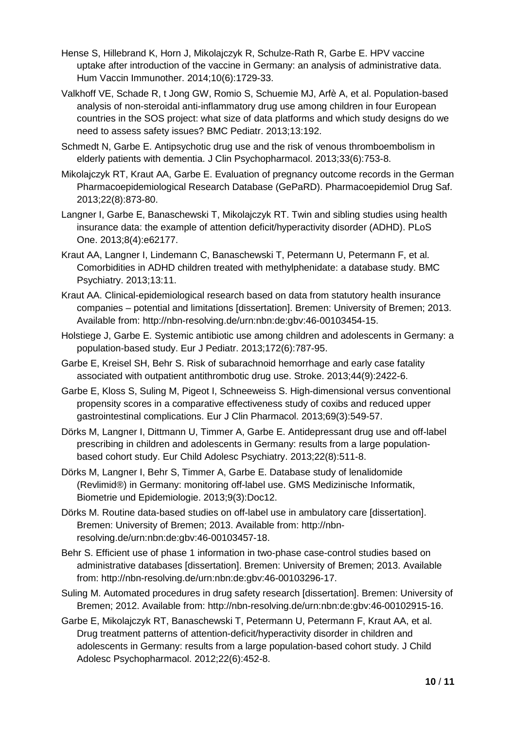Hense S, Hillebrand K, Horn J, Mikolajczyk R, Schulze-Rath R, Garbe E. HPV vaccine uptake after introduction of the vaccine in Germany: an analysis of administrative data. Hum Vaccin Immunother. 2014;10(6):1729-33.

Valkhoff VE, Schade R, t Jong GW, Romio S, Schuemie MJ, Arfè A, et al. Population-based analysis of non-steroidal anti-inflammatory drug use among children in four European countries in the SOS project: what size of data platforms and which study designs do we need to assess safety issues? BMC Pediatr. 2013;13:192.

Schmedt N, Garbe E. Antipsychotic drug use and the risk of venous thromboembolism in elderly patients with dementia. J Clin Psychopharmacol. 2013;33(6):753-8.

Mikolajczyk RT, Kraut AA, Garbe E. Evaluation of pregnancy outcome records in the German Pharmacoepidemiological Research Database (GePaRD). Pharmacoepidemiol Drug Saf. 2013;22(8):873-80.

Langner I, Garbe E, Banaschewski T, Mikolajczyk RT. Twin and sibling studies using health insurance data: the example of attention deficit/hyperactivity disorder (ADHD). PLoS One. 2013;8(4):e62177.

Kraut AA, Langner I, Lindemann C, Banaschewski T, Petermann U, Petermann F, et al. Comorbidities in ADHD children treated with methylphenidate: a database study. BMC Psychiatry. 2013;13:11.

Kraut AA. Clinical-epidemiological research based on data from statutory health insurance companies – potential and limitations [dissertation]. Bremen: University of Bremen; 2013. Available from: http://nbn-resolving.de/urn:nbn:de:gbv:46-00103454-15.

Holstiege J, Garbe E. Systemic antibiotic use among children and adolescents in Germany: a population-based study. Eur J Pediatr. 2013;172(6):787-95.

Garbe E, Kreisel SH, Behr S. Risk of subarachnoid hemorrhage and early case fatality associated with outpatient antithrombotic drug use. Stroke. 2013;44(9):2422-6.

Garbe E, Kloss S, Suling M, Pigeot I, Schneeweiss S. High-dimensional versus conventional propensity scores in a comparative effectiveness study of coxibs and reduced upper gastrointestinal complications. Eur J Clin Pharmacol. 2013;69(3):549-57.

Dörks M, Langner I, Dittmann U, Timmer A, Garbe E. Antidepressant drug use and off-label prescribing in children and adolescents in Germany: results from a large population-based cohort study. Eur Child Adolesc Psychiatry. 2013;22(8):511-8.

Dörks M, Langner I, Behr S, Timmer A, Garbe E. Database study of lenalidomide (Revlimid®) in Germany: monitoring off-label use. GMS Medizinische Informatik, Biometrie und Epidemiologie. 2013;9(3):Doc12.

Dörks M. Routine data-based studies on off-label use in ambulatory care [dissertation]. Bremen: University of Bremen; 2013. Available from: http://nbn-resolving.de/urn:nbn:de:gbv:46-00103457-18.

Behr S. Efficient use of phase 1 information in two-phase case-control studies based on administrative databases [dissertation]. Bremen: University of Bremen; 2013. Available from: http://nbn-resolving.de/urn:nbn:de:gbv:46-00103296-17.

Suling M. Automated procedures in drug safety research [dissertation]. Bremen: University of Bremen; 2012. Available from: http://nbn-resolving.de/urn:nbn:de:gbv:46-00102915-16.

Garbe E, Mikolajczyk RT, Banaschewski T, Petermann U, Petermann F, Kraut AA, et al. Drug treatment patterns of attention-deficit/hyperactivity disorder in children and adolescents in Germany: results from a large population-based cohort study. J Child Adolesc Psychopharmacol. 2012;22(6):452-8.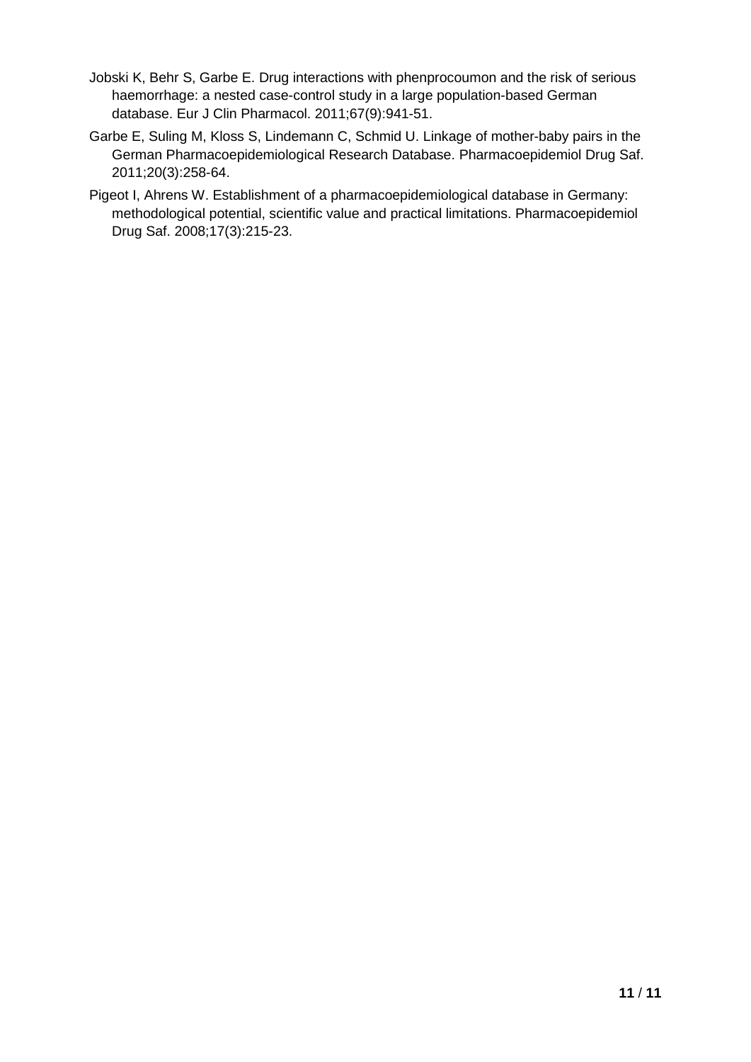Jobski K, Behr S, Garbe E. Drug interactions with phenprocoumon and the risk of serious haemorrhage: a nested case-control study in a large population-based German database. Eur J Clin Pharmacol. 2011;67(9):941-51.

Garbe E, Suling M, Kloss S, Lindemann C, Schmid U. Linkage of mother-baby pairs in the German Pharmacoepidemiological Research Database. Pharmacoepidemiol Drug Saf. 2011;20(3):258-64.

Pigeot I, Ahrens W. Establishment of a pharmacoepidemiological database in Germany: methodological potential, scientific value and practical limitations. Pharmacoepidemiol Drug Saf. 2008;17(3):215-23.